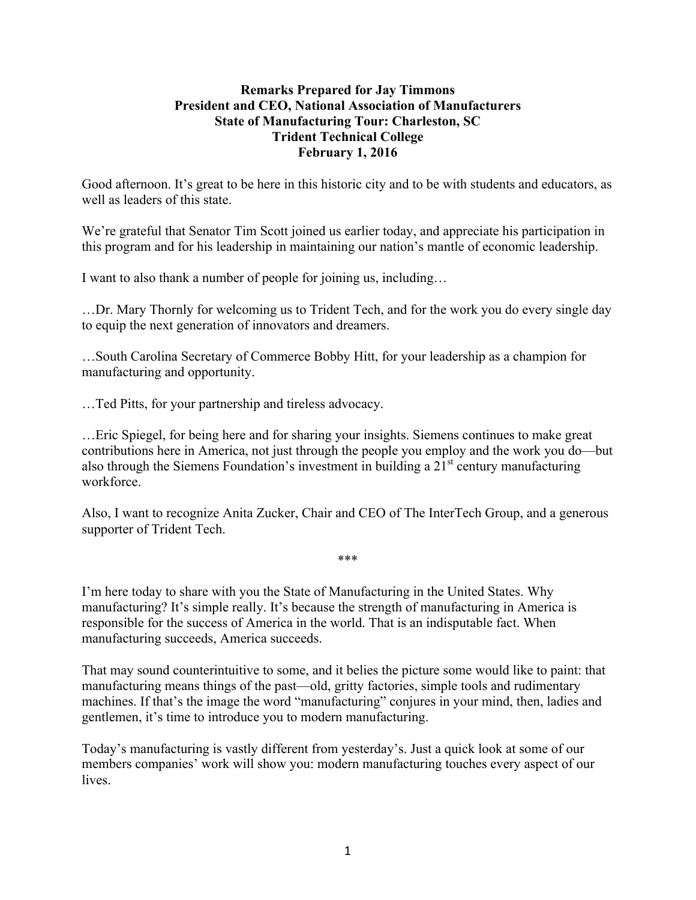**Remarks Prepared for Jay Timmons**
**President and CEO, National Association of Manufacturers**
**State of Manufacturing Tour: Charleston, SC**
**Trident Technical College**
**February 1, 2016**

Good afternoon. It's great to be here in this historic city and to be with students and educators, as well as leaders of this state.

We're grateful that Senator Tim Scott joined us earlier today, and appreciate his participation in this program and for his leadership in maintaining our nation's mantle of economic leadership.

I want to also thank a number of people for joining us, including…

…Dr. Mary Thornly for welcoming us to Trident Tech, and for the work you do every single day to equip the next generation of innovators and dreamers.

…South Carolina Secretary of Commerce Bobby Hitt, for your leadership as a champion for manufacturing and opportunity.

…Ted Pitts, for your partnership and tireless advocacy.

…Eric Spiegel, for being here and for sharing your insights. Siemens continues to make great contributions here in America, not just through the people you employ and the work you do—but also through the Siemens Foundation's investment in building a 21st century manufacturing workforce.

Also, I want to recognize Anita Zucker, Chair and CEO of The InterTech Group, and a generous supporter of Trident Tech.

***

I'm here today to share with you the State of Manufacturing in the United States. Why manufacturing? It's simple really. It's because the strength of manufacturing in America is responsible for the success of America in the world. That is an indisputable fact. When manufacturing succeeds, America succeeds.

That may sound counterintuitive to some, and it belies the picture some would like to paint: that manufacturing means things of the past—old, gritty factories, simple tools and rudimentary machines. If that's the image the word "manufacturing" conjures in your mind, then, ladies and gentlemen, it's time to introduce you to modern manufacturing.

Today's manufacturing is vastly different from yesterday's. Just a quick look at some of our members companies' work will show you: modern manufacturing touches every aspect of our lives.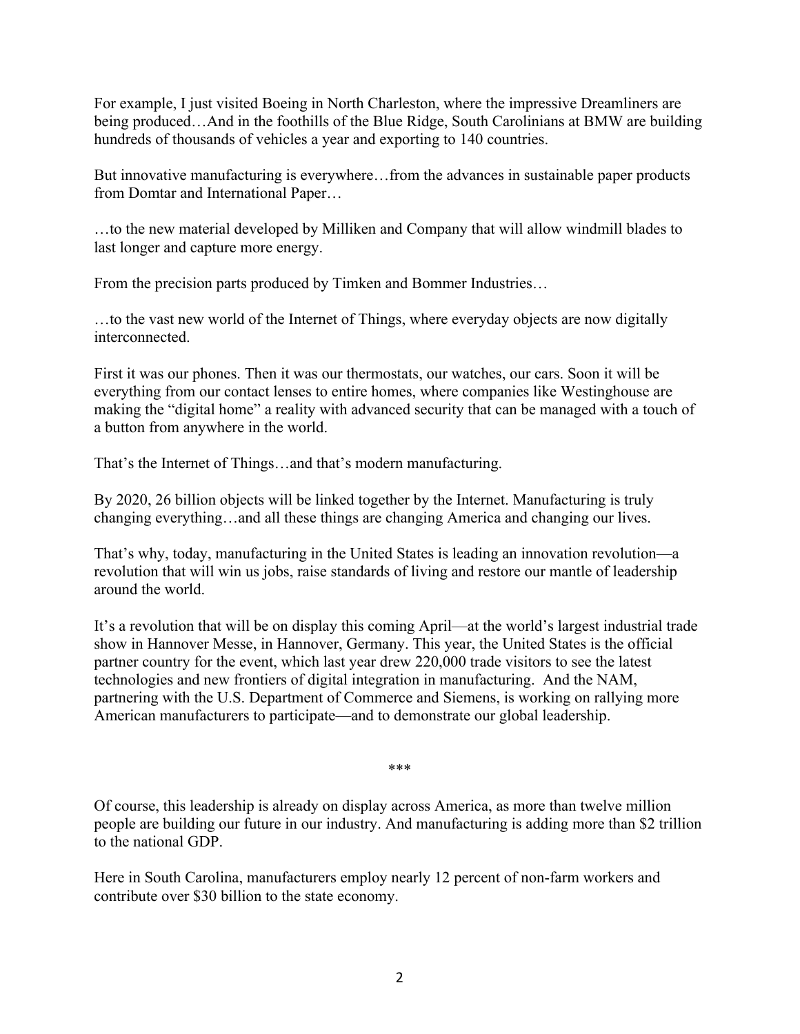For example, I just visited Boeing in North Charleston, where the impressive Dreamliners are being produced…And in the foothills of the Blue Ridge, South Carolinians at BMW are building hundreds of thousands of vehicles a year and exporting to 140 countries.

But innovative manufacturing is everywhere…from the advances in sustainable paper products from Domtar and International Paper…

…to the new material developed by Milliken and Company that will allow windmill blades to last longer and capture more energy.

From the precision parts produced by Timken and Bommer Industries…

…to the vast new world of the Internet of Things, where everyday objects are now digitally interconnected.

First it was our phones. Then it was our thermostats, our watches, our cars. Soon it will be everything from our contact lenses to entire homes, where companies like Westinghouse are making the "digital home" a reality with advanced security that can be managed with a touch of a button from anywhere in the world.

That's the Internet of Things…and that's modern manufacturing.

By 2020, 26 billion objects will be linked together by the Internet. Manufacturing is truly changing everything…and all these things are changing America and changing our lives.

That's why, today, manufacturing in the United States is leading an innovation revolution—a revolution that will win us jobs, raise standards of living and restore our mantle of leadership around the world.

It's a revolution that will be on display this coming April—at the world's largest industrial trade show in Hannover Messe, in Hannover, Germany. This year, the United States is the official partner country for the event, which last year drew 220,000 trade visitors to see the latest technologies and new frontiers of digital integration in manufacturing. And the NAM, partnering with the U.S. Department of Commerce and Siemens, is working on rallying more American manufacturers to participate—and to demonstrate our global leadership.

***

Of course, this leadership is already on display across America, as more than twelve million people are building our future in our industry. And manufacturing is adding more than $2 trillion to the national GDP.

Here in South Carolina, manufacturers employ nearly 12 percent of non-farm workers and contribute over $30 billion to the state economy.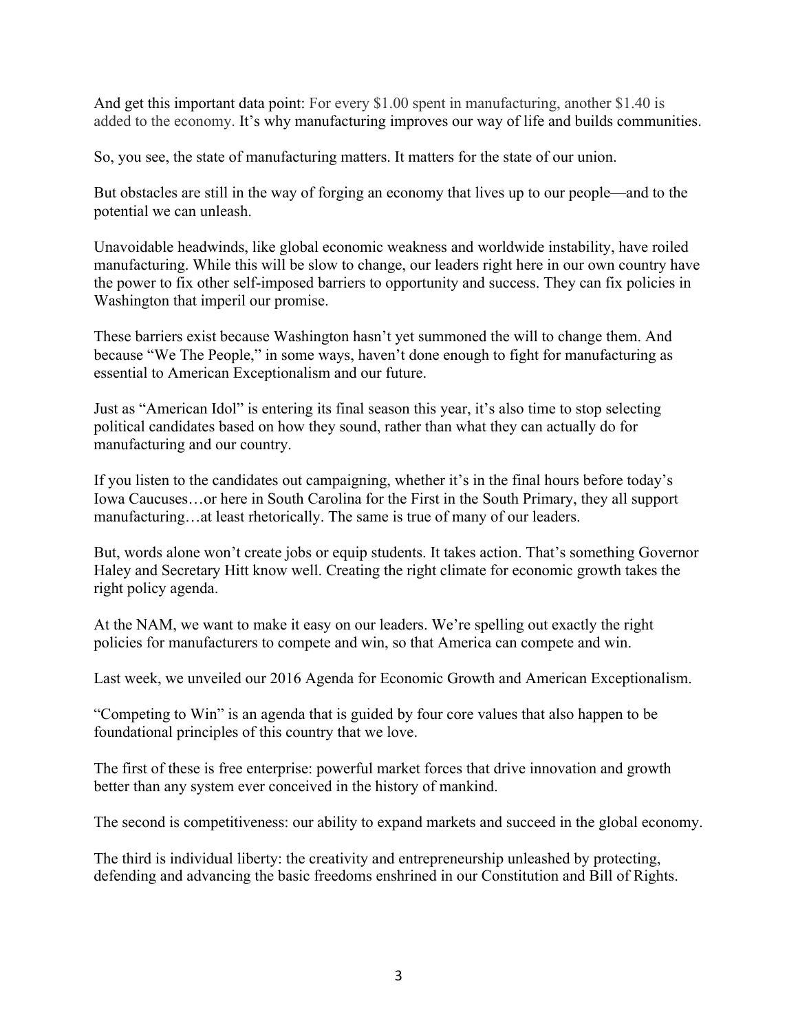And get this important data point: For every $1.00 spent in manufacturing, another $1.40 is added to the economy. It's why manufacturing improves our way of life and builds communities.

So, you see, the state of manufacturing matters. It matters for the state of our union.

But obstacles are still in the way of forging an economy that lives up to our people—and to the potential we can unleash.

Unavoidable headwinds, like global economic weakness and worldwide instability, have roiled manufacturing. While this will be slow to change, our leaders right here in our own country have the power to fix other self-imposed barriers to opportunity and success. They can fix policies in Washington that imperil our promise.

These barriers exist because Washington hasn't yet summoned the will to change them. And because "We The People," in some ways, haven't done enough to fight for manufacturing as essential to American Exceptionalism and our future.

Just as "American Idol" is entering its final season this year, it's also time to stop selecting political candidates based on how they sound, rather than what they can actually do for manufacturing and our country.

If you listen to the candidates out campaigning, whether it's in the final hours before today's Iowa Caucuses…or here in South Carolina for the First in the South Primary, they all support manufacturing…at least rhetorically. The same is true of many of our leaders.

But, words alone won't create jobs or equip students. It takes action. That's something Governor Haley and Secretary Hitt know well. Creating the right climate for economic growth takes the right policy agenda.

At the NAM, we want to make it easy on our leaders. We're spelling out exactly the right policies for manufacturers to compete and win, so that America can compete and win.

Last week, we unveiled our 2016 Agenda for Economic Growth and American Exceptionalism.

"Competing to Win" is an agenda that is guided by four core values that also happen to be foundational principles of this country that we love.

The first of these is free enterprise: powerful market forces that drive innovation and growth better than any system ever conceived in the history of mankind.

The second is competitiveness: our ability to expand markets and succeed in the global economy.

The third is individual liberty: the creativity and entrepreneurship unleashed by protecting, defending and advancing the basic freedoms enshrined in our Constitution and Bill of Rights.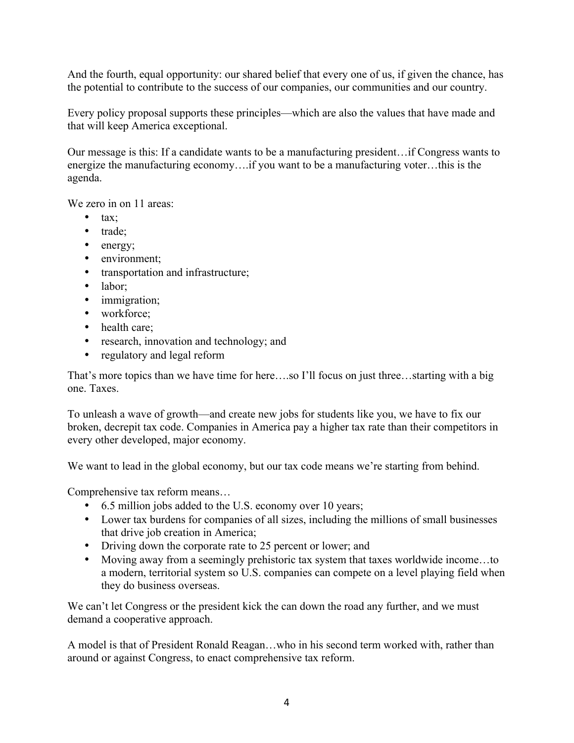And the fourth, equal opportunity: our shared belief that every one of us, if given the chance, has the potential to contribute to the success of our companies, our communities and our country.

Every policy proposal supports these principles—which are also the values that have made and that will keep America exceptional.

Our message is this: If a candidate wants to be a manufacturing president…if Congress wants to energize the manufacturing economy….if you want to be a manufacturing voter…this is the agenda.

We zero in on 11 areas:

- tax;
- trade;
- energy;
- environment;
- transportation and infrastructure;
- labor;
- immigration;
- workforce;
- health care;
- research, innovation and technology; and
- regulatory and legal reform

That's more topics than we have time for here….so I'll focus on just three…starting with a big one. Taxes.

To unleash a wave of growth—and create new jobs for students like you, we have to fix our broken, decrepit tax code. Companies in America pay a higher tax rate than their competitors in every other developed, major economy.

We want to lead in the global economy, but our tax code means we're starting from behind.

Comprehensive tax reform means…

- 6.5 million jobs added to the U.S. economy over 10 years;
- Lower tax burdens for companies of all sizes, including the millions of small businesses that drive job creation in America;
- Driving down the corporate rate to 25 percent or lower; and
- Moving away from a seemingly prehistoric tax system that taxes worldwide income…to a modern, territorial system so U.S. companies can compete on a level playing field when they do business overseas.

We can't let Congress or the president kick the can down the road any further, and we must demand a cooperative approach.

A model is that of President Ronald Reagan…who in his second term worked with, rather than around or against Congress, to enact comprehensive tax reform.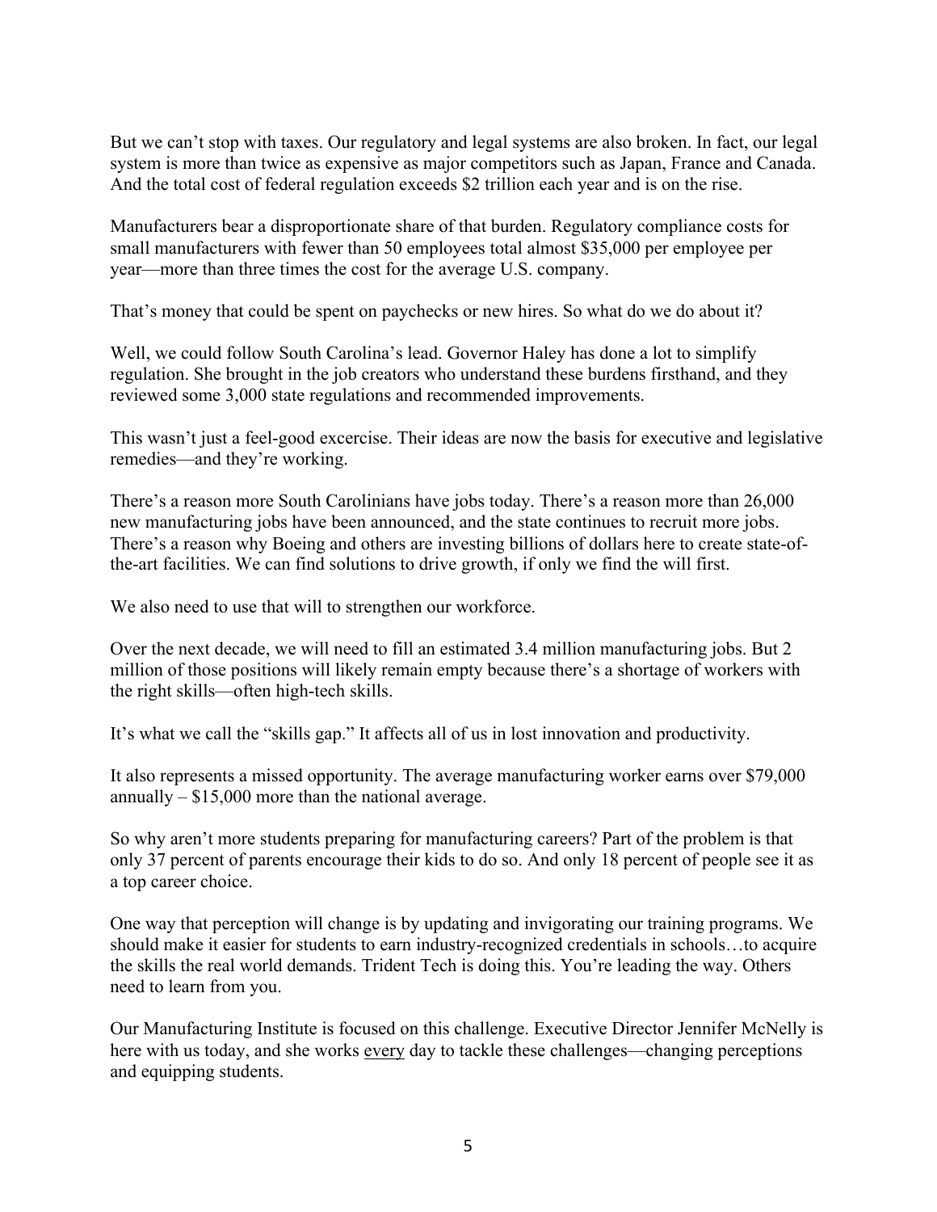But we can't stop with taxes. Our regulatory and legal systems are also broken. In fact, our legal system is more than twice as expensive as major competitors such as Japan, France and Canada. And the total cost of federal regulation exceeds $2 trillion each year and is on the rise.

Manufacturers bear a disproportionate share of that burden. Regulatory compliance costs for small manufacturers with fewer than 50 employees total almost $35,000 per employee per year—more than three times the cost for the average U.S. company.

That's money that could be spent on paychecks or new hires. So what do we do about it?

Well, we could follow South Carolina's lead. Governor Haley has done a lot to simplify regulation. She brought in the job creators who understand these burdens firsthand, and they reviewed some 3,000 state regulations and recommended improvements.

This wasn't just a feel-good excercise. Their ideas are now the basis for executive and legislative remedies—and they're working.

There's a reason more South Carolinians have jobs today. There's a reason more than 26,000 new manufacturing jobs have been announced, and the state continues to recruit more jobs. There's a reason why Boeing and others are investing billions of dollars here to create state-of-the-art facilities. We can find solutions to drive growth, if only we find the will first.

We also need to use that will to strengthen our workforce.

Over the next decade, we will need to fill an estimated 3.4 million manufacturing jobs. But 2 million of those positions will likely remain empty because there's a shortage of workers with the right skills—often high-tech skills.

It's what we call the "skills gap." It affects all of us in lost innovation and productivity.

It also represents a missed opportunity. The average manufacturing worker earns over $79,000 annually – $15,000 more than the national average.

So why aren't more students preparing for manufacturing careers? Part of the problem is that only 37 percent of parents encourage their kids to do so. And only 18 percent of people see it as a top career choice.

One way that perception will change is by updating and invigorating our training programs. We should make it easier for students to earn industry-recognized credentials in schools…to acquire the skills the real world demands. Trident Tech is doing this. You're leading the way. Others need to learn from you.

Our Manufacturing Institute is focused on this challenge. Executive Director Jennifer McNelly is here with us today, and she works <u>every</u> day to tackle these challenges—changing perceptions and equipping students.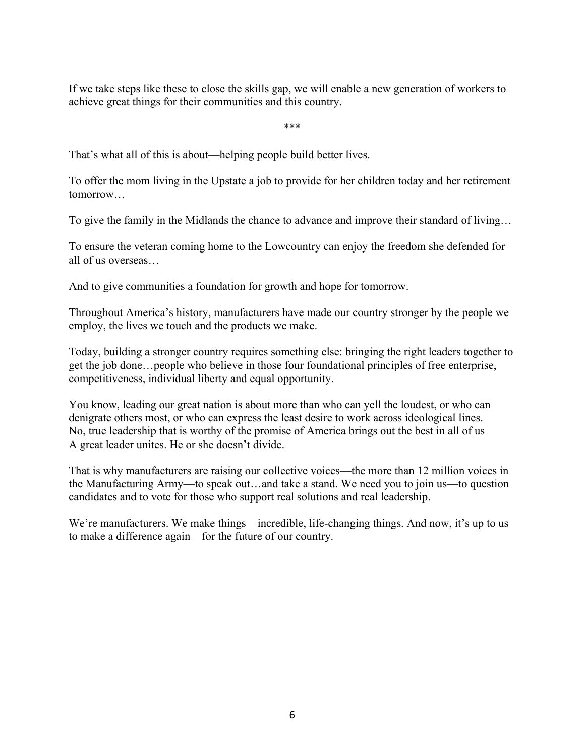If we take steps like these to close the skills gap, we will enable a new generation of workers to achieve great things for their communities and this country.

***

That's what all of this is about—helping people build better lives.

To offer the mom living in the Upstate a job to provide for her children today and her retirement tomorrow…

To give the family in the Midlands the chance to advance and improve their standard of living…

To ensure the veteran coming home to the Lowcountry can enjoy the freedom she defended for all of us overseas…

And to give communities a foundation for growth and hope for tomorrow.

Throughout America's history, manufacturers have made our country stronger by the people we employ, the lives we touch and the products we make.

Today, building a stronger country requires something else: bringing the right leaders together to get the job done…people who believe in those four foundational principles of free enterprise, competitiveness, individual liberty and equal opportunity.

You know, leading our great nation is about more than who can yell the loudest, or who can denigrate others most, or who can express the least desire to work across ideological lines. No, true leadership that is worthy of the promise of America brings out the best in all of us A great leader unites. He or she doesn't divide.

That is why manufacturers are raising our collective voices—the more than 12 million voices in the Manufacturing Army—to speak out…and take a stand. We need you to join us—to question candidates and to vote for those who support real solutions and real leadership.

We're manufacturers. We make things—incredible, life-changing things. And now, it's up to us to make a difference again—for the future of our country.